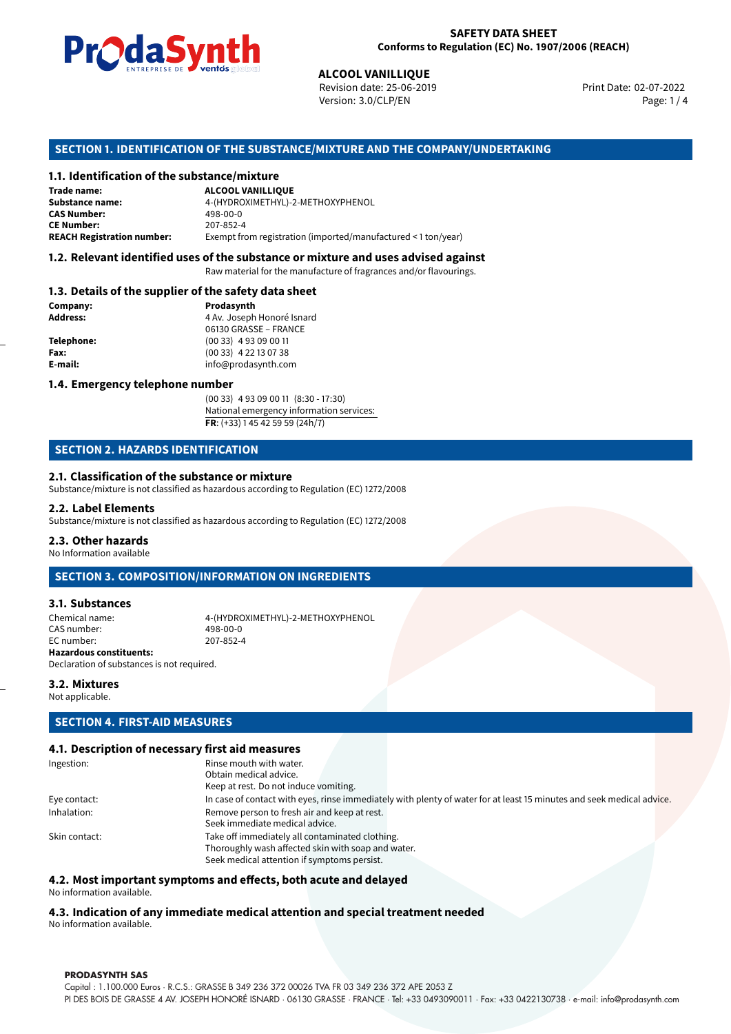**SAFETY DATA SHEET**
**Conforms to Regulation (EC) No. 1907/2006 (REACH)**

**ALCOOL VANILLIQUE**
Revision date: 25-06-2019
Version: 3.0/CLP/EN
Print Date: 02-07-2022

## SECTION 1. IDENTIFICATION OF THE SUBSTANCE/MIXTURE AND THE COMPANY/UNDERTAKING

### 1.1. Identification of the substance/mixture

**Trade name:** **ALCOOL VANILLIQUE**
**Substance name:** 4-(HYDROXIMETHYL)-2-METHOXYPHENOL
**CAS Number:** 498-00-0
**CE Number:** 207-852-4
**REACH Registration number:** Exempt from registration (imported/manufactured < 1 ton/year)

### 1.2. Relevant identified uses of the substance or mixture and uses advised against

Raw material for the manufacture of fragrances and/or flavourings.

### 1.3. Details of the supplier of the safety data sheet

**Company:** **Prodasynth**
**Address:** 4 Av. Joseph Honoré Isnard
06130 GRASSE – FRANCE
**Telephone:** (00 33) 4 93 09 00 11
**Fax:** (00 33) 4 22 13 07 38
**E-mail:** info@prodasynth.com

### 1.4. Emergency telephone number

(00 33) 4 93 09 00 11 (8:30 - 17:30)
National emergency information services:
**FR**: (+33) 1 45 42 59 59 (24h/7)

## SECTION 2. HAZARDS IDENTIFICATION

### 2.1. Classification of the substance or mixture

Substance/mixture is not classified as hazardous according to Regulation (EC) 1272/2008

### 2.2. Label Elements

Substance/mixture is not classified as hazardous according to Regulation (EC) 1272/2008

### 2.3. Other hazards

No Information available

## SECTION 3. COMPOSITION/INFORMATION ON INGREDIENTS

### 3.1. Substances

Chemical name: 4-(HYDROXIMETHYL)-2-METHOXYPHENOL
CAS number: 498-00-0
EC number: 207-852-4
**Hazardous constituents:**
Declaration of substances is not required.

### 3.2. Mixtures

Not applicable.

## SECTION 4. FIRST-AID MEASURES

### 4.1. Description of necessary first aid measures

Ingestion: Rinse mouth with water.
Obtain medical advice.
Keep at rest. Do not induce vomiting.

Eye contact: In case of contact with eyes, rinse immediately with plenty of water for at least 15 minutes and seek medical advice.

Inhalation: Remove person to fresh air and keep at rest.
Seek immediate medical advice.

Skin contact: Take off immediately all contaminated clothing.
Thoroughly wash affected skin with soap and water.
Seek medical attention if symptoms persist.

### 4.2. Most important symptoms and effects, both acute and delayed

No information available.

### 4.3. Indication of any immediate medical attention and special treatment needed

No information available.

**PRODASYNTH SAS**
Capital : 1.100.000 Euros · R.C.S.: GRASSE B 349 236 372 00026 TVA FR 03 349 236 372 APE 2053 Z
PI DES BOIS DE GRASSE 4 AV. JOSEPH HONORÉ ISNARD · 06130 GRASSE · FRANCE · Tel: +33 0493090011 · Fax: +33 0422130738 · e-mail: info@prodasynth.com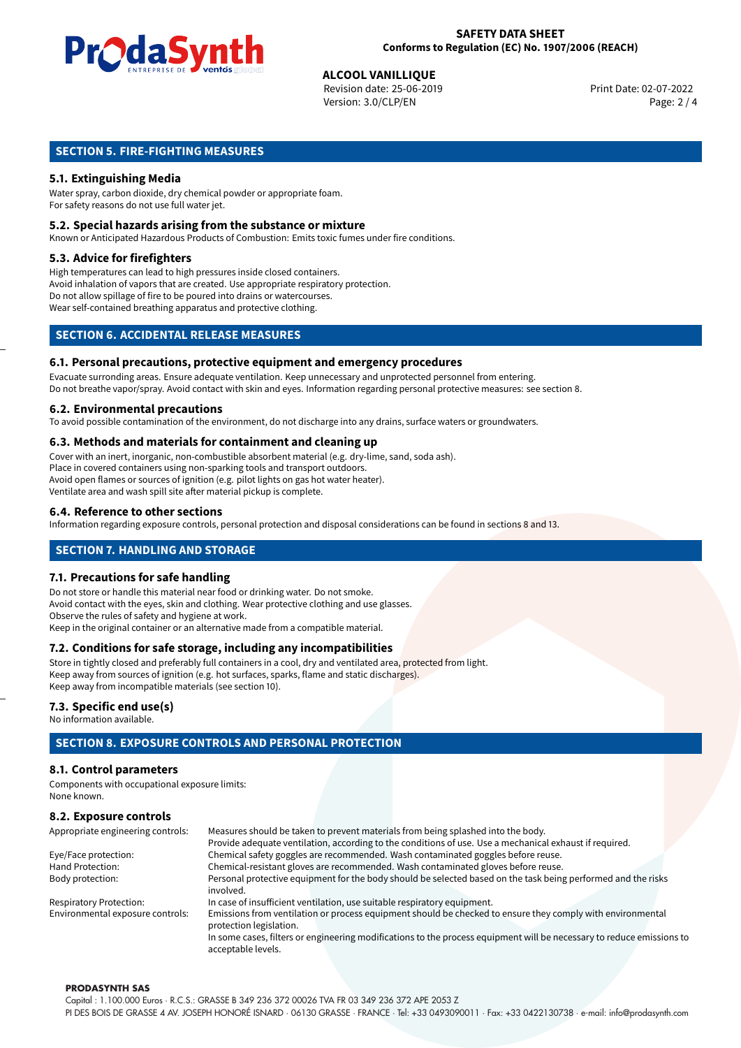## SECTION 5. FIRE-FIGHTING MEASURES

### 5.1. Extinguishing Media

Water spray, carbon dioxide, dry chemical powder or appropriate foam.
For safety reasons do not use full water jet.

### 5.2. Special hazards arising from the substance or mixture

Known or Anticipated Hazardous Products of Combustion: Emits toxic fumes under fire conditions.

### 5.3. Advice for firefighters

High temperatures can lead to high pressures inside closed containers.
Avoid inhalation of vapors that are created. Use appropriate respiratory protection.
Do not allow spillage of fire to be poured into drains or watercourses.
Wear self-contained breathing apparatus and protective clothing.

## SECTION 6. ACCIDENTAL RELEASE MEASURES

### 6.1. Personal precautions, protective equipment and emergency procedures

Evacuate surronding areas. Ensure adequate ventilation. Keep unnecessary and unprotected personnel from entering.
Do not breathe vapor/spray. Avoid contact with skin and eyes. Information regarding personal protective measures: see section 8.

### 6.2. Environmental precautions

To avoid possible contamination of the environment, do not discharge into any drains, surface waters or groundwaters.

### 6.3. Methods and materials for containment and cleaning up

Cover with an inert, inorganic, non-combustible absorbent material (e.g. dry-lime, sand, soda ash).
Place in covered containers using non-sparking tools and transport outdoors.
Avoid open flames or sources of ignition (e.g. pilot lights on gas hot water heater).
Ventilate area and wash spill site after material pickup is complete.

### 6.4. Reference to other sections

Information regarding exposure controls, personal protection and disposal considerations can be found in sections 8 and 13.

## SECTION 7. HANDLING AND STORAGE

### 7.1. Precautions for safe handling

Do not store or handle this material near food or drinking water. Do not smoke.
Avoid contact with the eyes, skin and clothing. Wear protective clothing and use glasses.
Observe the rules of safety and hygiene at work.
Keep in the original container or an alternative made from a compatible material.

### 7.2. Conditions for safe storage, including any incompatibilities

Store in tightly closed and preferably full containers in a cool, dry and ventilated area, protected from light.
Keep away from sources of ignition (e.g. hot surfaces, sparks, flame and static discharges).
Keep away from incompatible materials (see section 10).

### 7.3. Specific end use(s)

No information available.

## SECTION 8. EXPOSURE CONTROLS AND PERSONAL PROTECTION

### 8.1. Control parameters

Components with occupational exposure limits:
None known.

### 8.2. Exposure controls

| | |
|---|---|
| Appropriate engineering controls: | Measures should be taken to prevent materials from being splashed into the body. Provide adequate ventilation, according to the conditions of use. Use a mechanical exhaust if required. |
| Eye/Face protection: | Chemical safety goggles are recommended. Wash contaminated goggles before reuse. |
| Hand Protection: | Chemical-resistant gloves are recommended. Wash contaminated gloves before reuse. |
| Body protection: | Personal protective equipment for the body should be selected based on the task being performed and the risks involved. |
| Respiratory Protection: | In case of insufficient ventilation, use suitable respiratory equipment. |
| Environmental exposure controls: | Emissions from ventilation or process equipment should be checked to ensure they comply with environmental protection legislation. In some cases, filters or engineering modifications to the process equipment will be necessary to reduce emissions to acceptable levels. |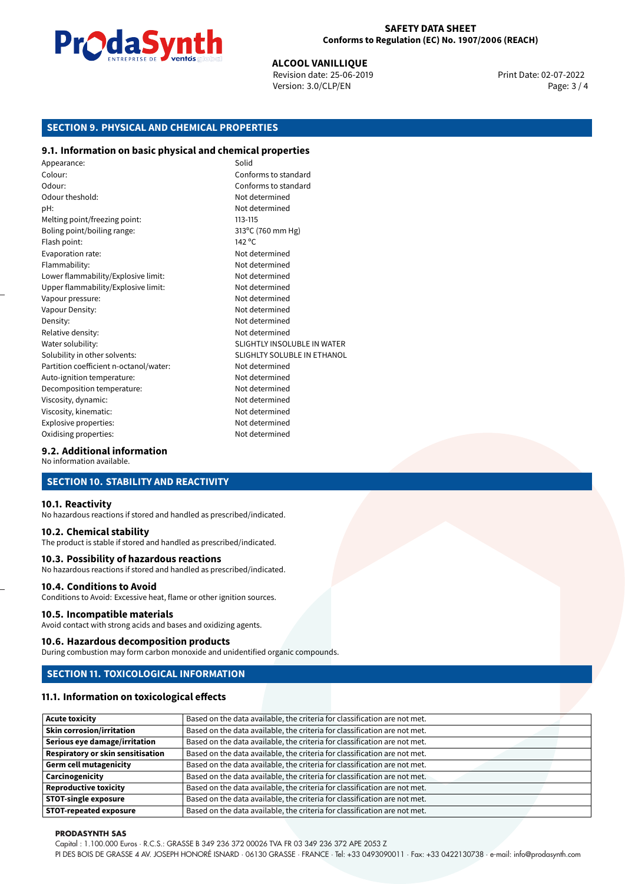## SECTION 9. PHYSICAL AND CHEMICAL PROPERTIES

### 9.1. Information on basic physical and chemical properties

| | |
|---|---|
| Appearance: | Solid |
| Colour: | Conforms to standard |
| Odour: | Conforms to standard |
| Odour theshold: | Not determined |
| pH: | Not determined |
| Melting point/freezing point: | 113-115 |
| Boling point/boiling range: | 313°C (760 mm Hg) |
| Flash point: | 142 °C |
| Evaporation rate: | Not determined |
| Flammability: | Not determined |
| Lower flammability/Explosive limit: | Not determined |
| Upper flammability/Explosive limit: | Not determined |
| Vapour pressure: | Not determined |
| Vapour Density: | Not determined |
| Density: | Not determined |
| Relative density: | Not determined |
| Water solubility: | SLIGHTLY INSOLUBLE IN WATER |
| Solubility in other solvents: | SLIGHLTY SOLUBLE IN ETHANOL |
| Partition coefficient n-octanol/water: | Not determined |
| Auto-ignition temperature: | Not determined |
| Decomposition temperature: | Not determined |
| Viscosity, dynamic: | Not determined |
| Viscosity, kinematic: | Not determined |
| Explosive properties: | Not determined |
| Oxidising properties: | Not determined |

### 9.2. Additional information

No information available.

## SECTION 10. STABILITY AND REACTIVITY

### 10.1. Reactivity

No hazardous reactions if stored and handled as prescribed/indicated.

### 10.2. Chemical stability

The product is stable if stored and handled as prescribed/indicated.

### 10.3. Possibility of hazardous reactions

No hazardous reactions if stored and handled as prescribed/indicated.

### 10.4. Conditions to Avoid

Conditions to Avoid: Excessive heat, flame or other ignition sources.

### 10.5. Incompatible materials

Avoid contact with strong acids and bases and oxidizing agents.

### 10.6. Hazardous decomposition products

During combustion may form carbon monoxide and unidentified organic compounds.

## SECTION 11. TOXICOLOGICAL INFORMATION

### 11.1. Information on toxicological effects

| | |
|---|---|
| **Acute toxicity** | Based on the data available, the criteria for classification are not met. |
| **Skin corrosion/irritation** | Based on the data available, the criteria for classification are not met. |
| **Serious eye damage/irritation** | Based on the data available, the criteria for classification are not met. |
| **Respiratory or skin sensitisation** | Based on the data available, the criteria for classification are not met. |
| **Germ cell mutagenicity** | Based on the data available, the criteria for classification are not met. |
| **Carcinogenicity** | Based on the data available, the criteria for classification are not met. |
| **Reproductive toxicity** | Based on the data available, the criteria for classification are not met. |
| **STOT-single exposure** | Based on the data available, the criteria for classification are not met. |
| **STOT-repeated exposure** | Based on the data available, the criteria for classification are not met. |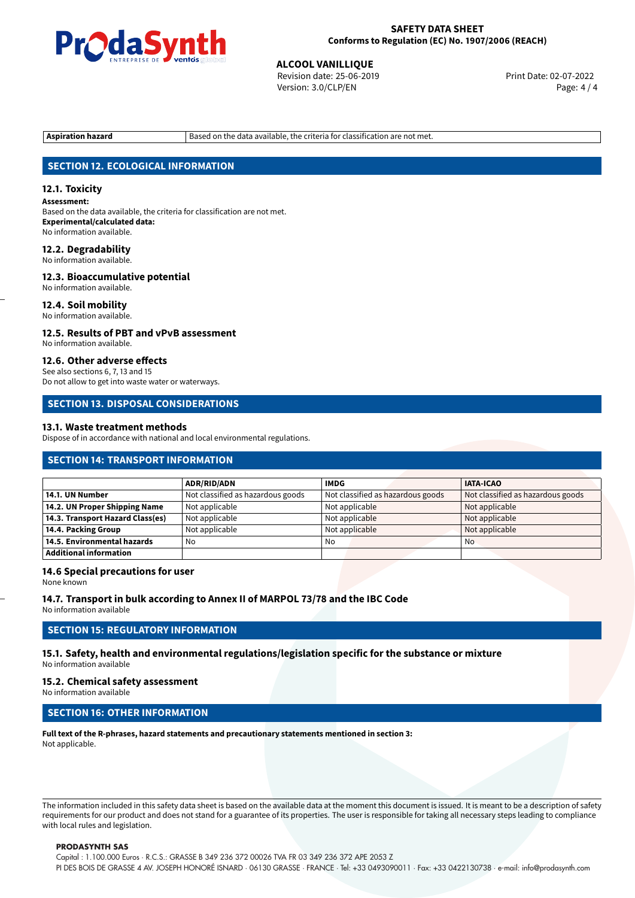| Aspiration hazard | Based on the data available, the criteria for classification are not met. |
|---|---|

## SECTION 12. ECOLOGICAL INFORMATION

### 12.1. Toxicity

**Assessment:**
Based on the data available, the criteria for classification are not met.
**Experimental/calculated data:**
No information available.

### 12.2. Degradability

No information available.

### 12.3. Bioaccumulative potential

No information available.

### 12.4. Soil mobility

No information available.

### 12.5. Results of PBT and vPvB assessment

No information available.

### 12.6. Other adverse effects

See also sections 6, 7, 13 and 15
Do not allow to get into waste water or waterways.

## SECTION 13. DISPOSAL CONSIDERATIONS

### 13.1. Waste treatment methods

Dispose of in accordance with national and local environmental regulations.

## SECTION 14: TRANSPORT INFORMATION

| | ADR/RID/ADN | IMDG | IATA-ICAO |
|---|---|---|---|
| **14.1. UN Number** | Not classified as hazardous goods | Not classified as hazardous goods | Not classified as hazardous goods |
| **14.2. UN Proper Shipping Name** | Not applicable | Not applicable | Not applicable |
| **14.3. Transport Hazard Class(es)** | Not applicable | Not applicable | Not applicable |
| **14.4. Packing Group** | Not applicable | Not applicable | Not applicable |
| **14.5. Environmental hazards** | No | No | No |
| **Additional information** | | | |

### 14.6 Special precautions for user

None known

### 14.7. Transport in bulk according to Annex II of MARPOL 73/78 and the IBC Code

No information available

## SECTION 15: REGULATORY INFORMATION

### 15.1. Safety, health and environmental regulations/legislation specific for the substance or mixture

No information available

### 15.2. Chemical safety assessment

No information available

## SECTION 16: OTHER INFORMATION

**Full text of the R-phrases, hazard statements and precautionary statements mentioned in section 3:**
Not applicable.

The information included in this safety data sheet is based on the available data at the moment this document is issued. It is meant to be a description of safety requirements for our product and does not stand for a guarantee of its properties. The user is responsible for taking all necessary steps leading to compliance with local rules and legislation.

**PRODASYNTH SAS**
Capital : 1.100.000 Euros · R.C.S.: GRASSE B 349 236 372 00026 TVA FR 03 349 236 372 APE 2053 Z
PI DES BOIS DE GRASSE 4 AV. JOSEPH HONORÉ ISNARD · 06130 GRASSE · FRANCE · Tel: +33 0493090011 · Fax: +33 0422130738 · e-mail: info@prodasynth.com